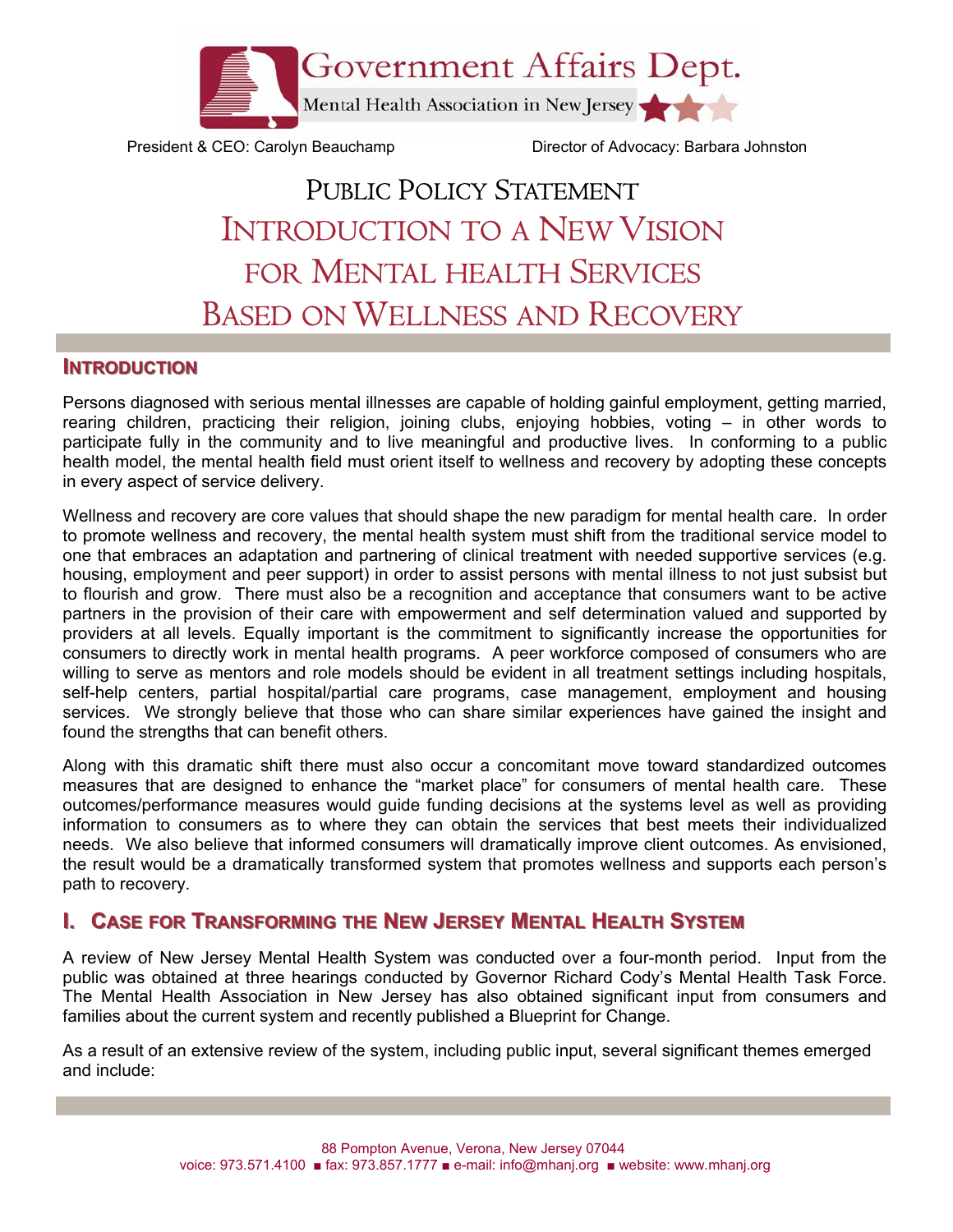Government Affairs Dept.

Mental Health Association in New Jersey

President & CEO: Carolyn Beauchamp

Director of Advocacy: Barbara Johnston

# PUBLIC POLICY STATEMENT
# INTRODUCTION TO A NEW VISION FOR MENTAL HEALTH SERVICES BASED ON WELLNESS AND RECOVERY

## INTRODUCTION

Persons diagnosed with serious mental illnesses are capable of holding gainful employment, getting married, rearing children, practicing their religion, joining clubs, enjoying hobbies, voting – in other words to participate fully in the community and to live meaningful and productive lives. In conforming to a public health model, the mental health field must orient itself to wellness and recovery by adopting these concepts in every aspect of service delivery.

Wellness and recovery are core values that should shape the new paradigm for mental health care. In order to promote wellness and recovery, the mental health system must shift from the traditional service model to one that embraces an adaptation and partnering of clinical treatment with needed supportive services (e.g. housing, employment and peer support) in order to assist persons with mental illness to not just subsist but to flourish and grow. There must also be a recognition and acceptance that consumers want to be active partners in the provision of their care with empowerment and self determination valued and supported by providers at all levels. Equally important is the commitment to significantly increase the opportunities for consumers to directly work in mental health programs. A peer workforce composed of consumers who are willing to serve as mentors and role models should be evident in all treatment settings including hospitals, self-help centers, partial hospital/partial care programs, case management, employment and housing services. We strongly believe that those who can share similar experiences have gained the insight and found the strengths that can benefit others.

Along with this dramatic shift there must also occur a concomitant move toward standardized outcomes measures that are designed to enhance the "market place" for consumers of mental health care. These outcomes/performance measures would guide funding decisions at the systems level as well as providing information to consumers as to where they can obtain the services that best meets their individualized needs. We also believe that informed consumers will dramatically improve client outcomes. As envisioned, the result would be a dramatically transformed system that promotes wellness and supports each person's path to recovery.

## I. CASE FOR TRANSFORMING THE NEW JERSEY MENTAL HEALTH SYSTEM

A review of New Jersey Mental Health System was conducted over a four-month period. Input from the public was obtained at three hearings conducted by Governor Richard Cody's Mental Health Task Force. The Mental Health Association in New Jersey has also obtained significant input from consumers and families about the current system and recently published a Blueprint for Change.

As a result of an extensive review of the system, including public input, several significant themes emerged and include:

88 Pompton Avenue, Verona, New Jersey 07044
voice: 973.571.4100 ■ fax: 973.857.1777 ■ e-mail: info@mhanj.org ■ website: www.mhanj.org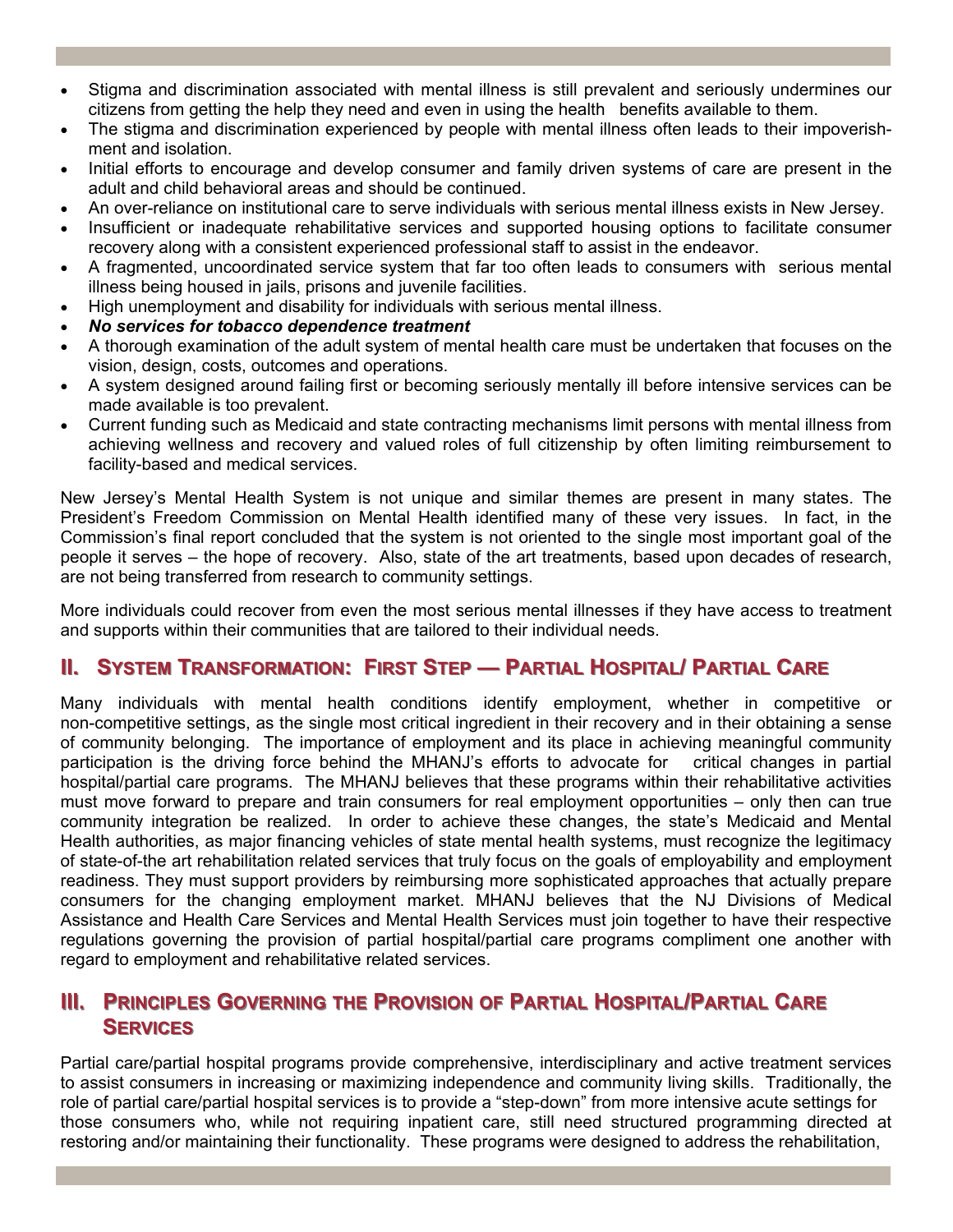- Stigma and discrimination associated with mental illness is still prevalent and seriously undermines our citizens from getting the help they need and even in using the health benefits available to them.
- The stigma and discrimination experienced by people with mental illness often leads to their impoverishment and isolation.
- Initial efforts to encourage and develop consumer and family driven systems of care are present in the adult and child behavioral areas and should be continued.
- An over-reliance on institutional care to serve individuals with serious mental illness exists in New Jersey.
- Insufficient or inadequate rehabilitative services and supported housing options to facilitate consumer recovery along with a consistent experienced professional staff to assist in the endeavor.
- A fragmented, uncoordinated service system that far too often leads to consumers with serious mental illness being housed in jails, prisons and juvenile facilities.
- High unemployment and disability for individuals with serious mental illness.
- ***No services for tobacco dependence treatment***
- A thorough examination of the adult system of mental health care must be undertaken that focuses on the vision, design, costs, outcomes and operations.
- A system designed around failing first or becoming seriously mentally ill before intensive services can be made available is too prevalent.
- Current funding such as Medicaid and state contracting mechanisms limit persons with mental illness from achieving wellness and recovery and valued roles of full citizenship by often limiting reimbursement to facility-based and medical services.

New Jersey's Mental Health System is not unique and similar themes are present in many states. The President's Freedom Commission on Mental Health identified many of these very issues. In fact, in the Commission's final report concluded that the system is not oriented to the single most important goal of the people it serves – the hope of recovery. Also, state of the art treatments, based upon decades of research, are not being transferred from research to community settings.

More individuals could recover from even the most serious mental illnesses if they have access to treatment and supports within their communities that are tailored to their individual needs.

## II. System Transformation: First Step — Partial Hospital/ Partial Care

Many individuals with mental health conditions identify employment, whether in competitive or non-competitive settings, as the single most critical ingredient in their recovery and in their obtaining a sense of community belonging. The importance of employment and its place in achieving meaningful community participation is the driving force behind the MHANJ's efforts to advocate for critical changes in partial hospital/partial care programs. The MHANJ believes that these programs within their rehabilitative activities must move forward to prepare and train consumers for real employment opportunities – only then can true community integration be realized. In order to achieve these changes, the state's Medicaid and Mental Health authorities, as major financing vehicles of state mental health systems, must recognize the legitimacy of state-of-the art rehabilitation related services that truly focus on the goals of employability and employment readiness. They must support providers by reimbursing more sophisticated approaches that actually prepare consumers for the changing employment market. MHANJ believes that the NJ Divisions of Medical Assistance and Health Care Services and Mental Health Services must join together to have their respective regulations governing the provision of partial hospital/partial care programs compliment one another with regard to employment and rehabilitative related services.

## III. Principles Governing the Provision of Partial Hospital/Partial Care Services

Partial care/partial hospital programs provide comprehensive, interdisciplinary and active treatment services to assist consumers in increasing or maximizing independence and community living skills. Traditionally, the role of partial care/partial hospital services is to provide a "step-down" from more intensive acute settings for those consumers who, while not requiring inpatient care, still need structured programming directed at restoring and/or maintaining their functionality. These programs were designed to address the rehabilitation,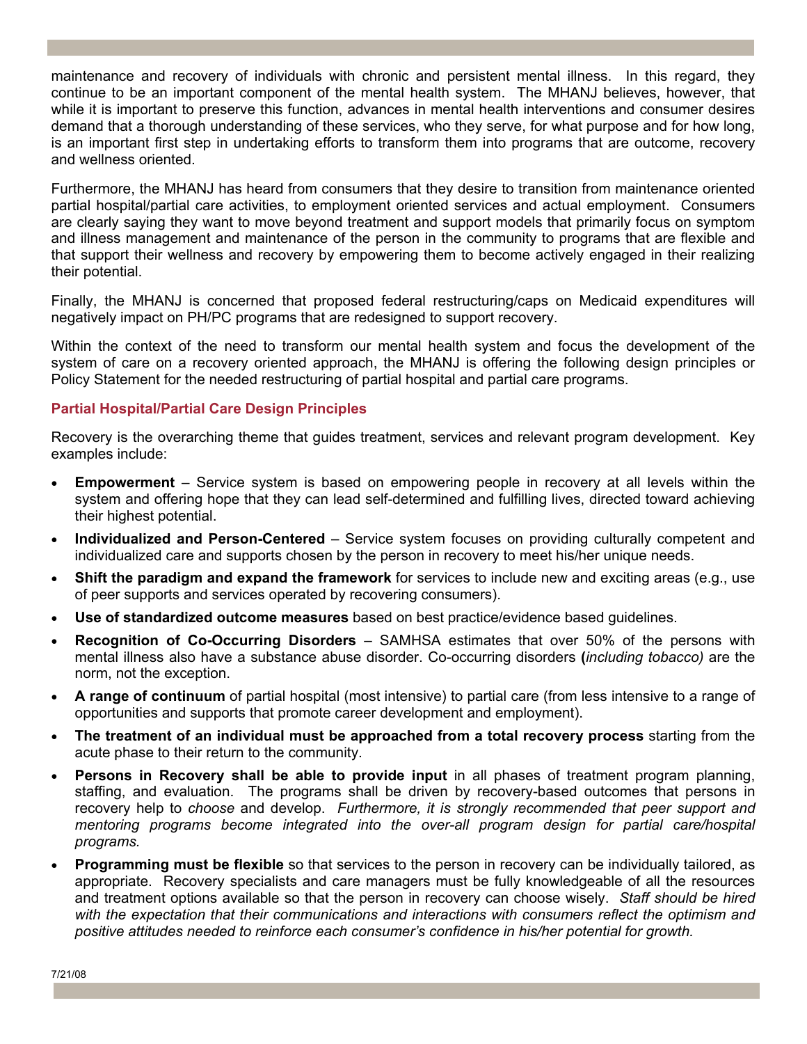maintenance and recovery of individuals with chronic and persistent mental illness. In this regard, they continue to be an important component of the mental health system. The MHANJ believes, however, that while it is important to preserve this function, advances in mental health interventions and consumer desires demand that a thorough understanding of these services, who they serve, for what purpose and for how long, is an important first step in undertaking efforts to transform them into programs that are outcome, recovery and wellness oriented.

Furthermore, the MHANJ has heard from consumers that they desire to transition from maintenance oriented partial hospital/partial care activities, to employment oriented services and actual employment. Consumers are clearly saying they want to move beyond treatment and support models that primarily focus on symptom and illness management and maintenance of the person in the community to programs that are flexible and that support their wellness and recovery by empowering them to become actively engaged in their realizing their potential.

Finally, the MHANJ is concerned that proposed federal restructuring/caps on Medicaid expenditures will negatively impact on PH/PC programs that are redesigned to support recovery.

Within the context of the need to transform our mental health system and focus the development of the system of care on a recovery oriented approach, the MHANJ is offering the following design principles or Policy Statement for the needed restructuring of partial hospital and partial care programs.

### Partial Hospital/Partial Care Design Principles

Recovery is the overarching theme that guides treatment, services and relevant program development. Key examples include:

- **Empowerment** – Service system is based on empowering people in recovery at all levels within the system and offering hope that they can lead self-determined and fulfilling lives, directed toward achieving their highest potential.
- **Individualized and Person-Centered** – Service system focuses on providing culturally competent and individualized care and supports chosen by the person in recovery to meet his/her unique needs.
- **Shift the paradigm and expand the framework** for services to include new and exciting areas (e.g., use of peer supports and services operated by recovering consumers).
- **Use of standardized outcome measures** based on best practice/evidence based guidelines.
- **Recognition of Co-Occurring Disorders** – SAMHSA estimates that over 50% of the persons with mental illness also have a substance abuse disorder. Co-occurring disorders **(***including tobacco)* are the norm, not the exception.
- **A range of continuum** of partial hospital (most intensive) to partial care (from less intensive to a range of opportunities and supports that promote career development and employment).
- **The treatment of an individual must be approached from a total recovery process** starting from the acute phase to their return to the community.
- **Persons in Recovery shall be able to provide input** in all phases of treatment program planning, staffing, and evaluation. The programs shall be driven by recovery-based outcomes that persons in recovery help to *choose* and develop. *Furthermore, it is strongly recommended that peer support and mentoring programs become integrated into the over-all program design for partial care/hospital programs.*
- **Programming must be flexible** so that services to the person in recovery can be individually tailored, as appropriate. Recovery specialists and care managers must be fully knowledgeable of all the resources and treatment options available so that the person in recovery can choose wisely. *Staff should be hired with the expectation that their communications and interactions with consumers reflect the optimism and positive attitudes needed to reinforce each consumer's confidence in his/her potential for growth.*

7/21/08